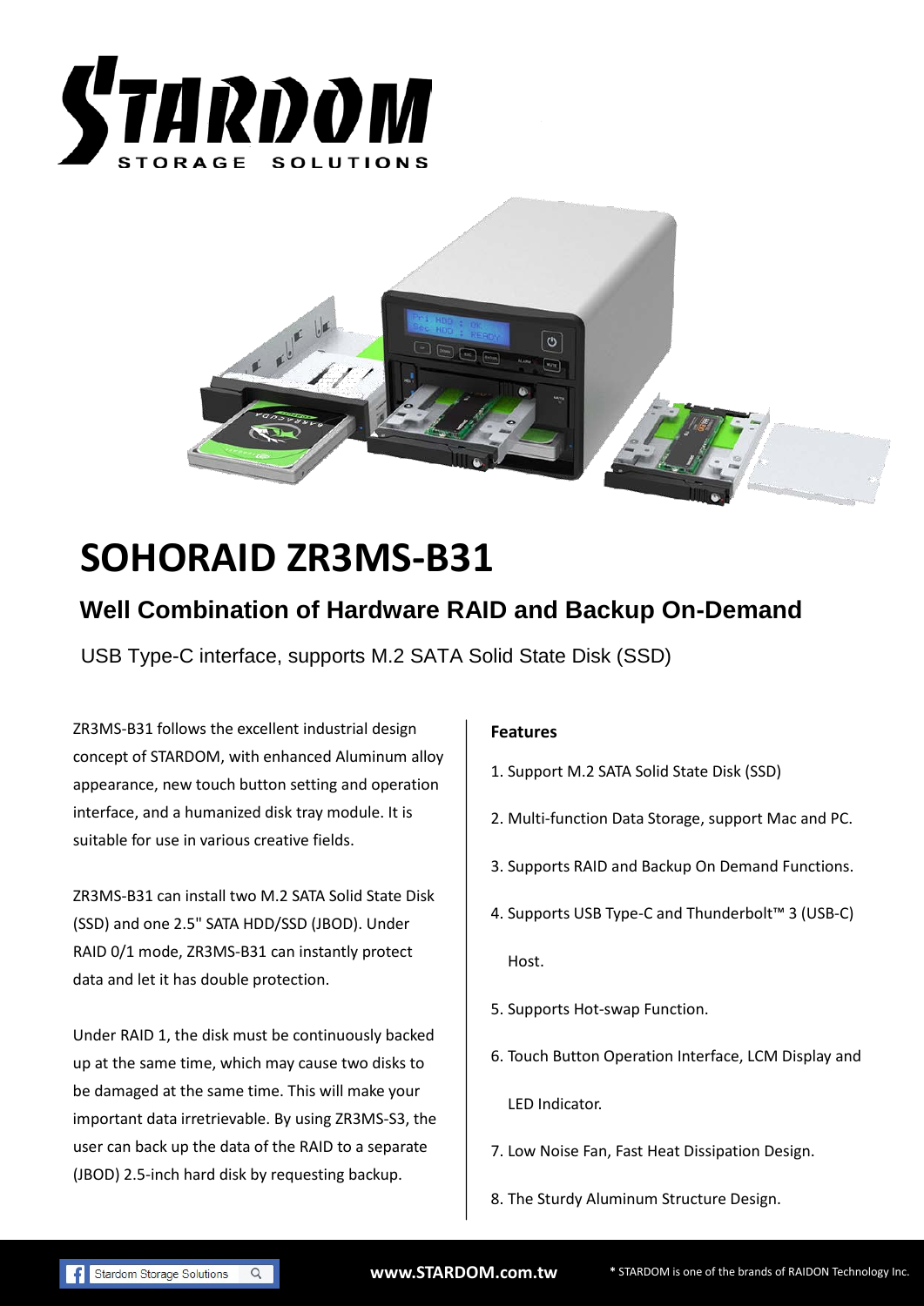# SOHORAID ZR3MS-B31

## Well Combination of Hardware RAID and Backup On-Demand

USB Type-C interface, supports M.2 SATA Solid State Disk (SSD)

ZR3MS-B31 follows the excellent industrial design concept of STARDOM, with enhanced Aluminum alloy appearance, new touch button setting and operation interface, and a humanized disk tray module. It is suitable for use in various creative fields.

ZR3MS-B31 can install two M.2 SATA Solid State Disk (SSD) and one 2.5" SATA HDD/SSD (JBOD). Under RAID 0/1 mode, ZR3MS-B31 can instantly protect data and let it has double protection.

Under RAID 1, the disk must be continuously backed up at the same time, which may cause two disks to be damaged at the same time. This will make your important data irretrievable. By using ZR3MS-S3, the user can back up the data of the RAID to a separate (JBOD) 2.5-inch hard disk by requesting backup.

**Features**

1. Support M.2 SATA Solid State Disk (SSD)
2. Multi-function Data Storage, support Mac and PC.
3. Supports RAID and Backup On Demand Functions.
4. Supports USB Type-C and Thunderbolt™ 3 (USB-C) Host.
5. Supports Hot-swap Function.
6. Touch Button Operation Interface, LCM Display and LED Indicator.
7. Low Noise Fan, Fast Heat Dissipation Design.
8. The Sturdy Aluminum Structure Design.

www.STARDOM.com.tw

* STARDOM is one of the brands of RAIDON Technology Inc.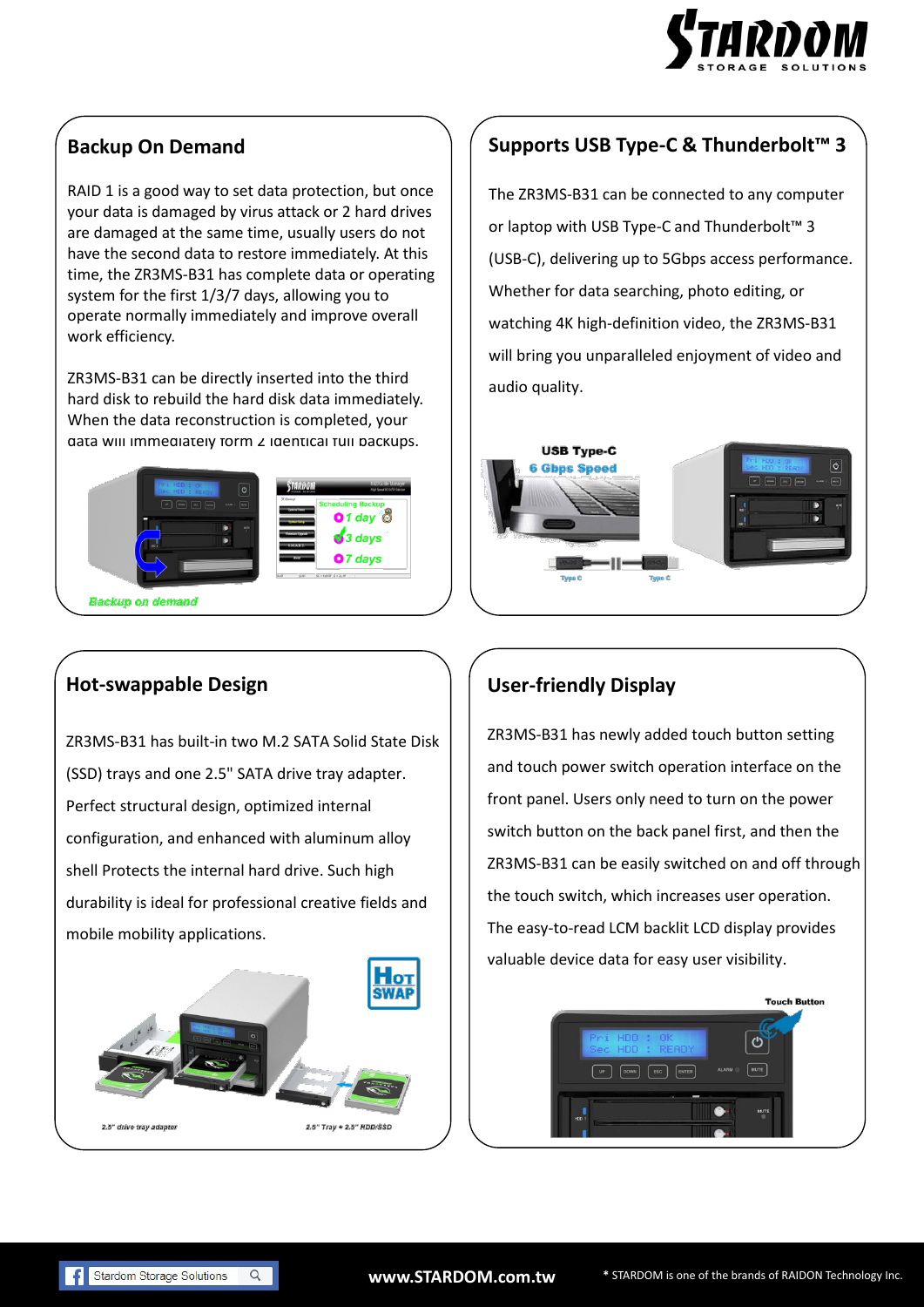## Backup On Demand

RAID 1 is a good way to set data protection, but once your data is damaged by virus attack or 2 hard drives are damaged at the same time, usually users do not have the second data to restore immediately. At this time, the ZR3MS-B31 has complete data or operating system for the first 1/3/7 days, allowing you to operate normally immediately and improve overall work efficiency.

ZR3MS-B31 can be directly inserted into the third hard disk to rebuild the hard disk data immediately. When the data reconstruction is completed, your data will immediately form 2 identical full backups.

## Supports USB Type-C & Thunderbolt™ 3

The ZR3MS-B31 can be connected to any computer or laptop with USB Type-C and Thunderbolt™ 3 (USB-C), delivering up to 5Gbps access performance. Whether for data searching, photo editing, or watching 4K high-definition video, the ZR3MS-B31 will bring you unparalleled enjoyment of video and audio quality.

## Hot-swappable Design

ZR3MS-B31 has built-in two M.2 SATA Solid State Disk (SSD) trays and one 2.5" SATA drive tray adapter. Perfect structural design, optimized internal configuration, and enhanced with aluminum alloy shell Protects the internal hard drive. Such high durability is ideal for professional creative fields and mobile mobility applications.

## User-friendly Display

ZR3MS-B31 has newly added touch button setting and touch power switch operation interface on the front panel. Users only need to turn on the power switch button on the back panel first, and then the ZR3MS-B31 can be easily switched on and off through the touch switch, which increases user operation. The easy-to-read LCM backlit LCD display provides valuable device data for easy user visibility.

Stardom Storage Solutions

www.STARDOM.com.tw

* STARDOM is one of the brands of RAIDON Technology Inc.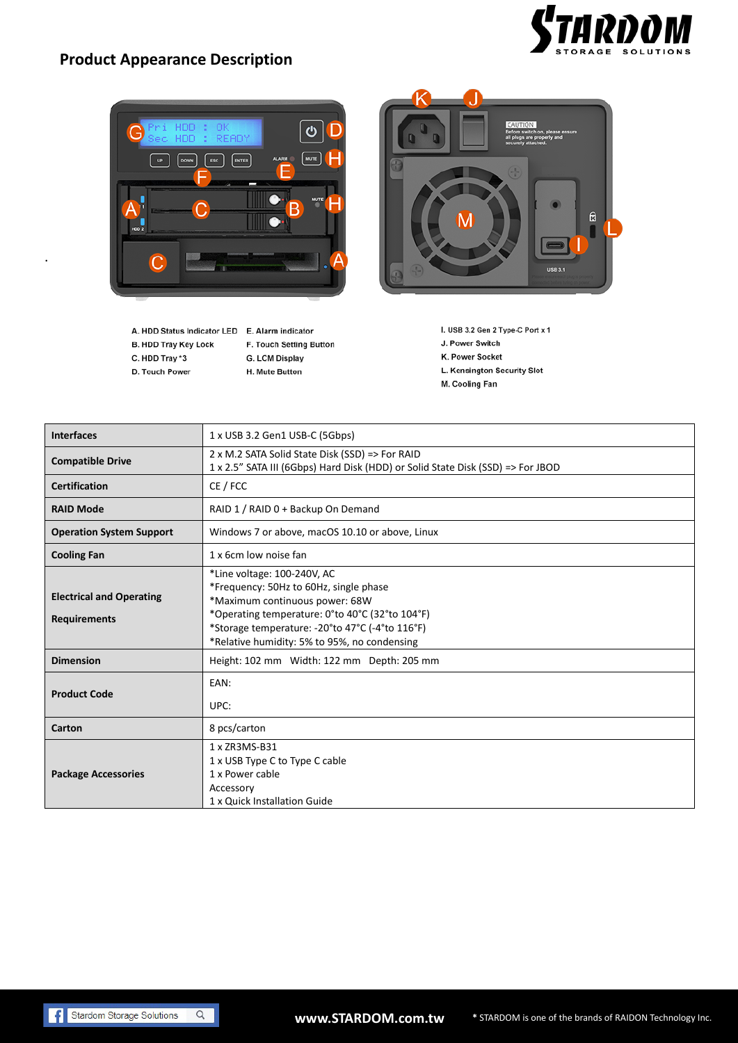## Product Appearance Description

A. HDD Status Indicator LED
B. HDD Tray Key Lock
C. HDD Tray *3
D. Touch Power
E. Alarm indicator
F. Touch Setting Button
G. LCM Display
H. Mute Button

I. USB 3.2 Gen 2 Type-C Port x 1
J. Power Switch
K. Power Socket
L. Kensington Security Slot
M. Cooling Fan

| | |
|---|---|
| **Interfaces** | 1 x USB 3.2 Gen1 USB-C (5Gbps) |
| **Compatible Drive** | 2 x M.2 SATA Solid State Disk (SSD) => For RAID<br>1 x 2.5" SATA III (6Gbps) Hard Disk (HDD) or Solid State Disk (SSD) => For JBOD |
| **Certification** | CE / FCC |
| **RAID Mode** | RAID 1 / RAID 0 + Backup On Demand |
| **Operation System Support** | Windows 7 or above, macOS 10.10 or above, Linux |
| **Cooling Fan** | 1 x 6cm low noise fan |
| **Electrical and Operating Requirements** | *Line voltage: 100-240V, AC<br>*Frequency: 50Hz to 60Hz, single phase<br>*Maximum continuous power: 68W<br>*Operating temperature: 0°to 40°C (32°to 104°F)<br>*Storage temperature: -20°to 47°C (-4°to 116°F)<br>*Relative humidity: 5% to 95%, no condensing |
| **Dimension** | Height: 102 mm Width: 122 mm Depth: 205 mm |
| **Product Code** | EAN:<br>UPC: |
| **Carton** | 8 pcs/carton |
| **Package Accessories** | 1 x ZR3MS-B31<br>1 x USB Type C to Type C cable<br>1 x Power cable<br>Accessory<br>1 x Quick Installation Guide |

Stardom Storage Solutions

www.STARDOM.com.tw

* STARDOM is one of the brands of RAIDON Technology Inc.